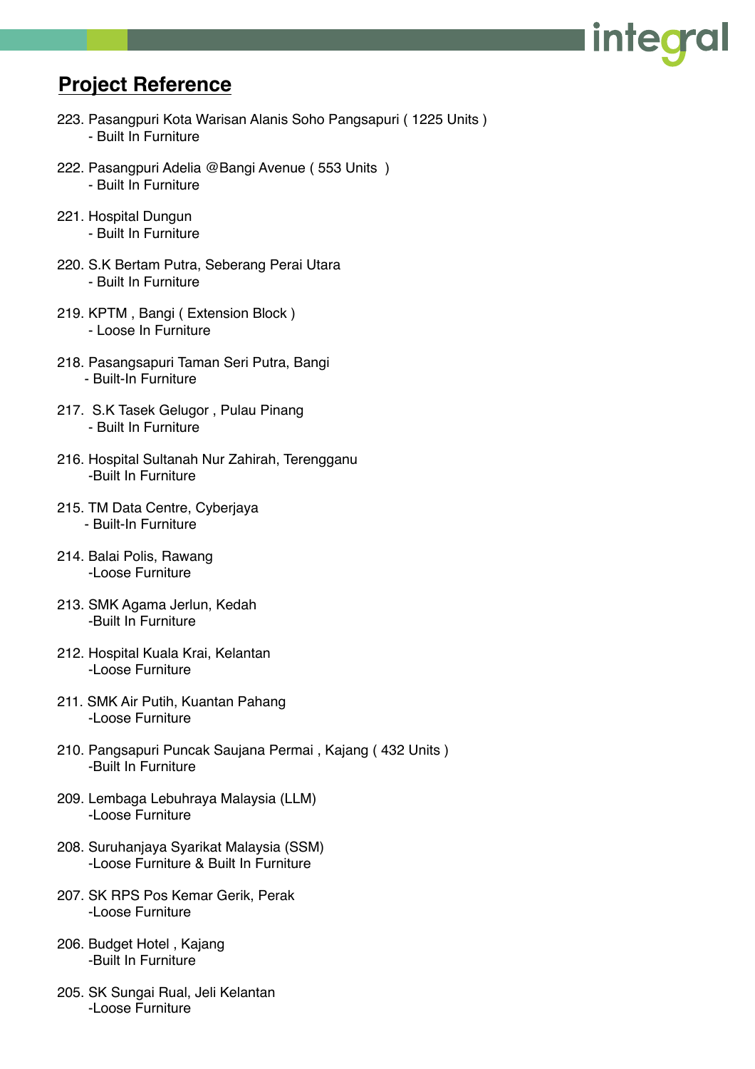## Project Reference

223. Pasangpuri Kota Warisan Alanis Soho Pangsapuri ( 1225 Units )
   - Built In Furniture

222. Pasangpuri Adelia @Bangi Avenue ( 553 Units )
   - Built In Furniture

221. Hospital Dungun
   - Built In Furniture

220. S.K Bertam Putra, Seberang Perai Utara
   - Built In Furniture

219. KPTM , Bangi ( Extension Block )
   - Loose In Furniture

218. Pasangsapuri Taman Seri Putra, Bangi
   - Built-In Furniture

217. S.K Tasek Gelugor , Pulau Pinang
   - Built In Furniture

216. Hospital Sultanah Nur Zahirah, Terengganu
   -Built In Furniture

215. TM Data Centre, Cyberjaya
   - Built-In Furniture

214. Balai Polis, Rawang
   -Loose Furniture

213. SMK Agama Jerlun, Kedah
   -Built In Furniture

212. Hospital Kuala Krai, Kelantan
   -Loose Furniture

211. SMK Air Putih, Kuantan Pahang
   -Loose Furniture

210. Pangsapuri Puncak Saujana Permai , Kajang ( 432 Units )
   -Built In Furniture

209. Lembaga Lebuhraya Malaysia (LLM)
   -Loose Furniture

208. Suruhanjaya Syarikat Malaysia (SSM)
   -Loose Furniture & Built In Furniture

207. SK RPS Pos Kemar Gerik, Perak
   -Loose Furniture

206. Budget Hotel , Kajang
   -Built In Furniture

205. SK Sungai Rual, Jeli Kelantan
   -Loose Furniture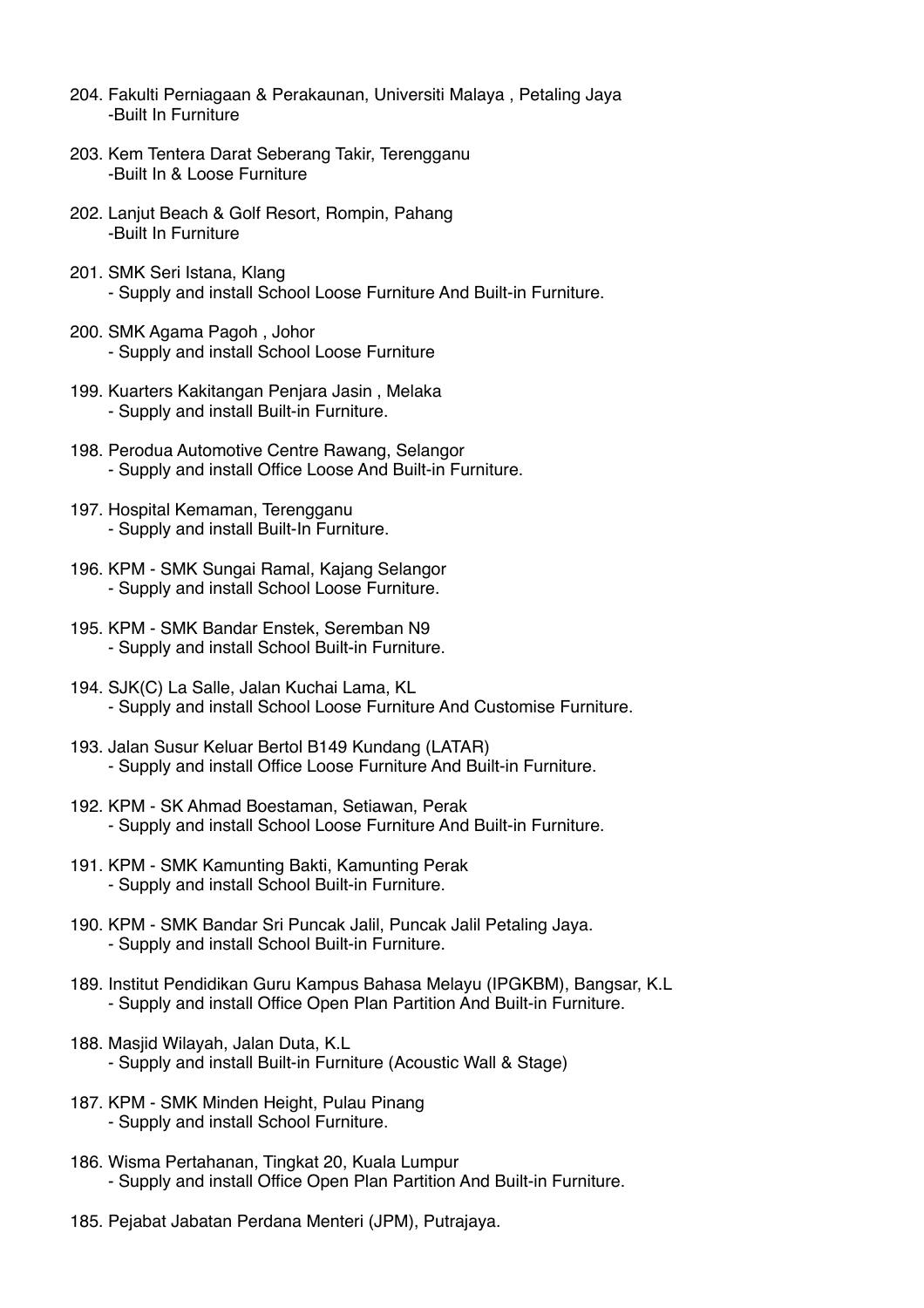204. Fakulti Perniagaan & Perakaunan, Universiti Malaya , Petaling Jaya
 -Built In Furniture

203. Kem Tentera Darat Seberang Takir, Terengganu
 -Built In & Loose Furniture

202. Lanjut Beach & Golf Resort, Rompin, Pahang
 -Built In Furniture

201. SMK Seri Istana, Klang
 - Supply and install School Loose Furniture And Built-in Furniture.

200. SMK Agama Pagoh , Johor
 - Supply and install School Loose Furniture

199. Kuarters Kakitangan Penjara Jasin , Melaka
 - Supply and install Built-in Furniture.

198. Perodua Automotive Centre Rawang, Selangor
 - Supply and install Office Loose And Built-in Furniture.

197. Hospital Kemaman, Terengganu
 - Supply and install Built-In Furniture.

196. KPM - SMK Sungai Ramal, Kajang Selangor
 - Supply and install School Loose Furniture.

195. KPM - SMK Bandar Enstek, Seremban N9
 - Supply and install School Built-in Furniture.

194. SJK(C) La Salle, Jalan Kuchai Lama, KL
 - Supply and install School Loose Furniture And Customise Furniture.

193. Jalan Susur Keluar Bertol B149 Kundang (LATAR)
 - Supply and install Office Loose Furniture And Built-in Furniture.

192. KPM - SK Ahmad Boestaman, Setiawan, Perak
 - Supply and install School Loose Furniture And Built-in Furniture.

191. KPM - SMK Kamunting Bakti, Kamunting Perak
 - Supply and install School Built-in Furniture.

190. KPM - SMK Bandar Sri Puncak Jalil, Puncak Jalil Petaling Jaya.
 - Supply and install School Built-in Furniture.

189. Institut Pendidikan Guru Kampus Bahasa Melayu (IPGKBM), Bangsar, K.L
 - Supply and install Office Open Plan Partition And Built-in Furniture.

188. Masjid Wilayah, Jalan Duta, K.L
 - Supply and install Built-in Furniture (Acoustic Wall & Stage)

187. KPM - SMK Minden Height, Pulau Pinang
 - Supply and install School Furniture.

186. Wisma Pertahanan, Tingkat 20, Kuala Lumpur
 - Supply and install Office Open Plan Partition And Built-in Furniture.

185. Pejabat Jabatan Perdana Menteri (JPM), Putrajaya.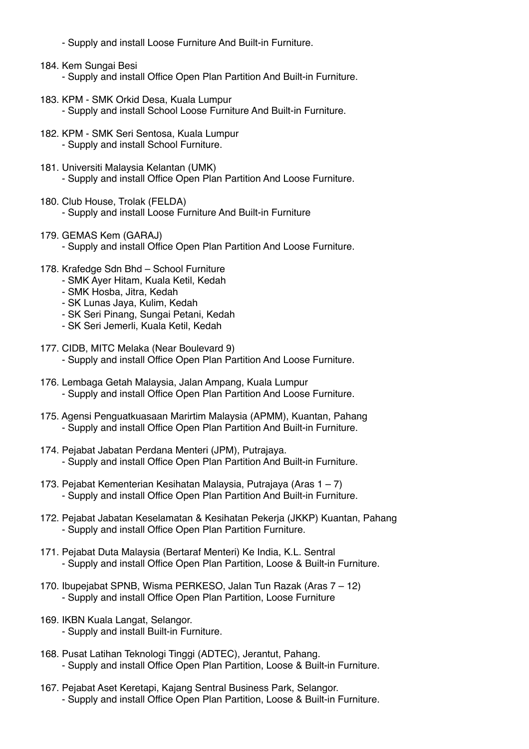- Supply and install Loose Furniture And Built-in Furniture.

184. Kem Sungai Besi
    - Supply and install Office Open Plan Partition And Built-in Furniture.

183. KPM - SMK Orkid Desa, Kuala Lumpur
    - Supply and install School Loose Furniture And Built-in Furniture.

182. KPM - SMK Seri Sentosa, Kuala Lumpur
    - Supply and install School Furniture.

181. Universiti Malaysia Kelantan (UMK)
    - Supply and install Office Open Plan Partition And Loose Furniture.

180. Club House, Trolak (FELDA)
    - Supply and install Loose Furniture And Built-in Furniture

179. GEMAS Kem (GARAJ)
    - Supply and install Office Open Plan Partition And Loose Furniture.

178. Krafedge Sdn Bhd – School Furniture
    - SMK Ayer Hitam, Kuala Ketil, Kedah
    - SMK Hosba, Jitra, Kedah
    - SK Lunas Jaya, Kulim, Kedah
    - SK Seri Pinang, Sungai Petani, Kedah
    - SK Seri Jemerli, Kuala Ketil, Kedah

177. CIDB, MITC Melaka (Near Boulevard 9)
    - Supply and install Office Open Plan Partition And Loose Furniture.

176. Lembaga Getah Malaysia, Jalan Ampang, Kuala Lumpur
    - Supply and install Office Open Plan Partition And Loose Furniture.

175. Agensi Penguatkuasaan Marirtim Malaysia (APMM), Kuantan, Pahang
    - Supply and install Office Open Plan Partition And Built-in Furniture.

174. Pejabat Jabatan Perdana Menteri (JPM), Putrajaya.
    - Supply and install Office Open Plan Partition And Built-in Furniture.

173. Pejabat Kementerian Kesihatan Malaysia, Putrajaya (Aras 1 – 7)
    - Supply and install Office Open Plan Partition And Built-in Furniture.

172. Pejabat Jabatan Keselamatan & Kesihatan Pekerja (JKKP) Kuantan, Pahang
    - Supply and install Office Open Plan Partition Furniture.

171. Pejabat Duta Malaysia (Bertaraf Menteri) Ke India, K.L. Sentral
    - Supply and install Office Open Plan Partition, Loose & Built-in Furniture.

170. Ibupejabat SPNB, Wisma PERKESO, Jalan Tun Razak (Aras 7 – 12)
    - Supply and install Office Open Plan Partition, Loose Furniture

169. IKBN Kuala Langat, Selangor.
    - Supply and install Built-in Furniture.

168. Pusat Latihan Teknologi Tinggi (ADTEC), Jerantut, Pahang.
    - Supply and install Office Open Plan Partition, Loose & Built-in Furniture.

167. Pejabat Aset Keretapi, Kajang Sentral Business Park, Selangor.
    - Supply and install Office Open Plan Partition, Loose & Built-in Furniture.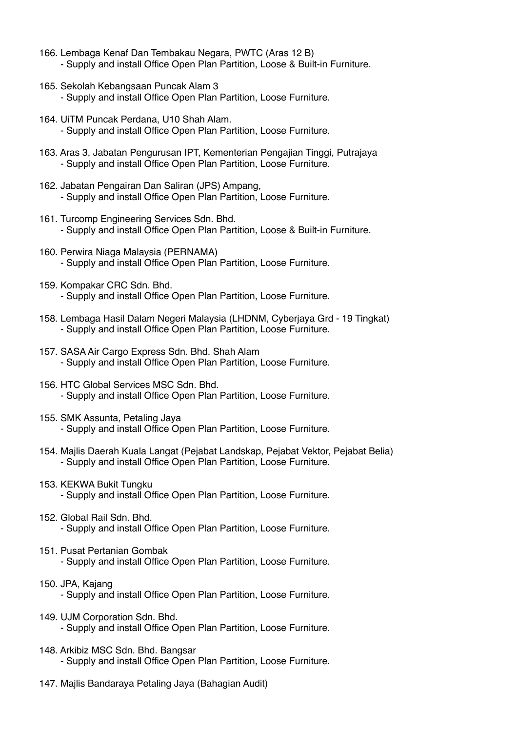166. Lembaga Kenaf Dan Tembakau Negara, PWTC (Aras 12 B)
   - Supply and install Office Open Plan Partition, Loose & Built-in Furniture.

165. Sekolah Kebangsaan Puncak Alam 3
   - Supply and install Office Open Plan Partition, Loose Furniture.

164. UiTM Puncak Perdana, U10 Shah Alam.
   - Supply and install Office Open Plan Partition, Loose Furniture.

163. Aras 3, Jabatan Pengurusan IPT, Kementerian Pengajian Tinggi, Putrajaya
   - Supply and install Office Open Plan Partition, Loose Furniture.

162. Jabatan Pengairan Dan Saliran (JPS) Ampang,
   - Supply and install Office Open Plan Partition, Loose Furniture.

161. Turcomp Engineering Services Sdn. Bhd.
   - Supply and install Office Open Plan Partition, Loose & Built-in Furniture.

160. Perwira Niaga Malaysia (PERNAMA)
   - Supply and install Office Open Plan Partition, Loose Furniture.

159. Kompakar CRC Sdn. Bhd.
   - Supply and install Office Open Plan Partition, Loose Furniture.

158. Lembaga Hasil Dalam Negeri Malaysia (LHDNM, Cyberjaya Grd - 19 Tingkat)
   - Supply and install Office Open Plan Partition, Loose Furniture.

157. SASA Air Cargo Express Sdn. Bhd. Shah Alam
   - Supply and install Office Open Plan Partition, Loose Furniture.

156. HTC Global Services MSC Sdn. Bhd.
   - Supply and install Office Open Plan Partition, Loose Furniture.

155. SMK Assunta, Petaling Jaya
   - Supply and install Office Open Plan Partition, Loose Furniture.

154. Majlis Daerah Kuala Langat (Pejabat Landskap, Pejabat Vektor, Pejabat Belia)
   - Supply and install Office Open Plan Partition, Loose Furniture.

153. KEKWA Bukit Tungku
   - Supply and install Office Open Plan Partition, Loose Furniture.

152. Global Rail Sdn. Bhd.
   - Supply and install Office Open Plan Partition, Loose Furniture.

151. Pusat Pertanian Gombak
   - Supply and install Office Open Plan Partition, Loose Furniture.

150. JPA, Kajang
   - Supply and install Office Open Plan Partition, Loose Furniture.

149. UJM Corporation Sdn. Bhd.
   - Supply and install Office Open Plan Partition, Loose Furniture.

148. Arkibiz MSC Sdn. Bhd. Bangsar
   - Supply and install Office Open Plan Partition, Loose Furniture.

147. Majlis Bandaraya Petaling Jaya (Bahagian Audit)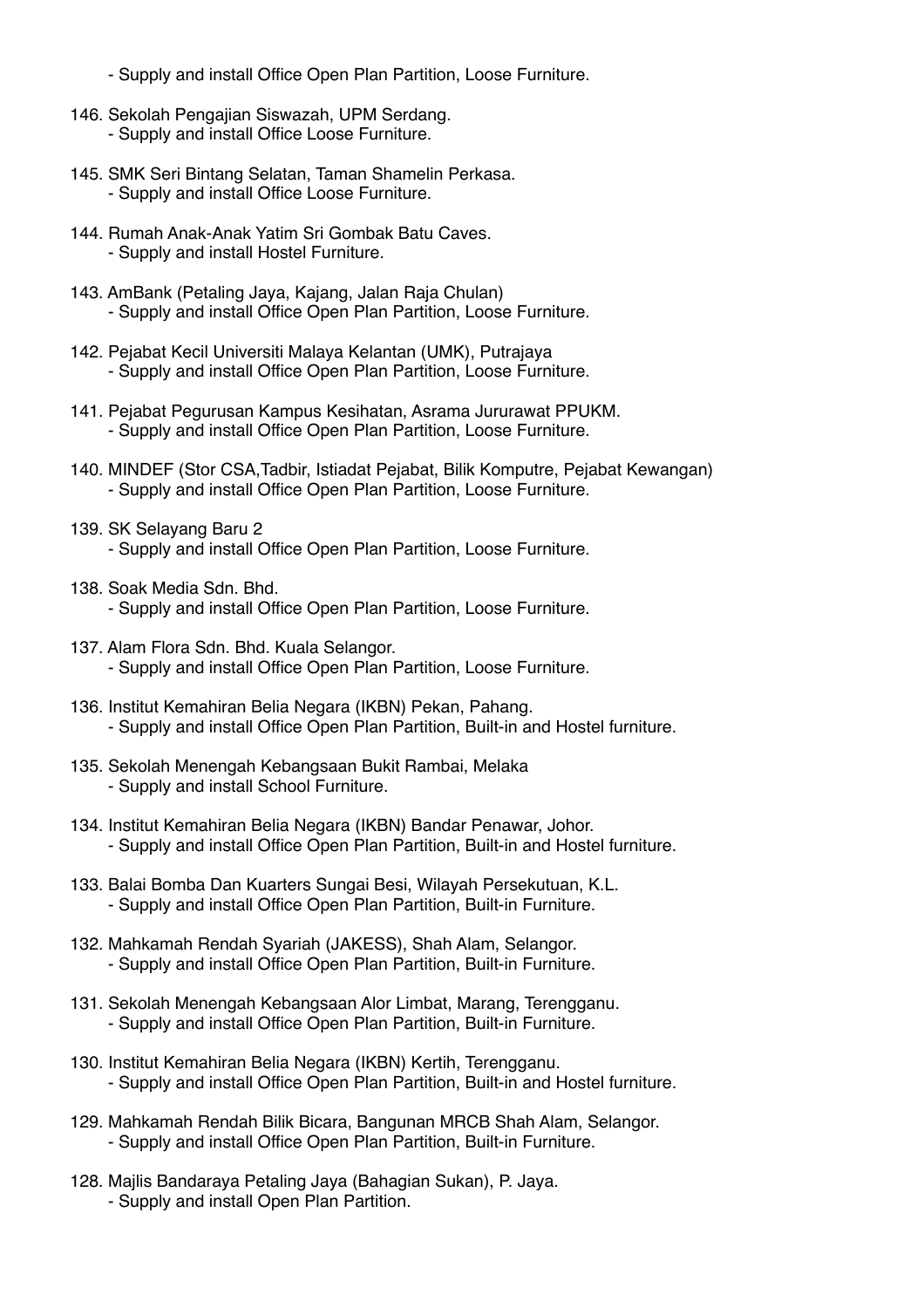- Supply and install Office Open Plan Partition, Loose Furniture.

146. Sekolah Pengajian Siswazah, UPM Serdang.
   - Supply and install Office Loose Furniture.

145. SMK Seri Bintang Selatan, Taman Shamelin Perkasa.
   - Supply and install Office Loose Furniture.

144. Rumah Anak-Anak Yatim Sri Gombak Batu Caves.
   - Supply and install Hostel Furniture.

143. AmBank (Petaling Jaya, Kajang, Jalan Raja Chulan)
   - Supply and install Office Open Plan Partition, Loose Furniture.

142. Pejabat Kecil Universiti Malaya Kelantan (UMK), Putrajaya
   - Supply and install Office Open Plan Partition, Loose Furniture.

141. Pejabat Pegurusan Kampus Kesihatan, Asrama Jururawat PPUKM.
   - Supply and install Office Open Plan Partition, Loose Furniture.

140. MINDEF (Stor CSA,Tadbir, Istiadat Pejabat, Bilik Komputre, Pejabat Kewangan)
   - Supply and install Office Open Plan Partition, Loose Furniture.

139. SK Selayang Baru 2
   - Supply and install Office Open Plan Partition, Loose Furniture.

138. Soak Media Sdn. Bhd.
   - Supply and install Office Open Plan Partition, Loose Furniture.

137. Alam Flora Sdn. Bhd. Kuala Selangor.
   - Supply and install Office Open Plan Partition, Loose Furniture.

136. Institut Kemahiran Belia Negara (IKBN) Pekan, Pahang.
   - Supply and install Office Open Plan Partition, Built-in and Hostel furniture.

135. Sekolah Menengah Kebangsaan Bukit Rambai, Melaka
   - Supply and install School Furniture.

134. Institut Kemahiran Belia Negara (IKBN) Bandar Penawar, Johor.
   - Supply and install Office Open Plan Partition, Built-in and Hostel furniture.

133. Balai Bomba Dan Kuarters Sungai Besi, Wilayah Persekutuan, K.L.
   - Supply and install Office Open Plan Partition, Built-in Furniture.

132. Mahkamah Rendah Syariah (JAKESS), Shah Alam, Selangor.
   - Supply and install Office Open Plan Partition, Built-in Furniture.

131. Sekolah Menengah Kebangsaan Alor Limbat, Marang, Terengganu.
   - Supply and install Office Open Plan Partition, Built-in Furniture.

130. Institut Kemahiran Belia Negara (IKBN) Kertih, Terengganu.
   - Supply and install Office Open Plan Partition, Built-in and Hostel furniture.

129. Mahkamah Rendah Bilik Bicara, Bangunan MRCB Shah Alam, Selangor.
   - Supply and install Office Open Plan Partition, Built-in Furniture.

128. Majlis Bandaraya Petaling Jaya (Bahagian Sukan), P. Jaya.
   - Supply and install Open Plan Partition.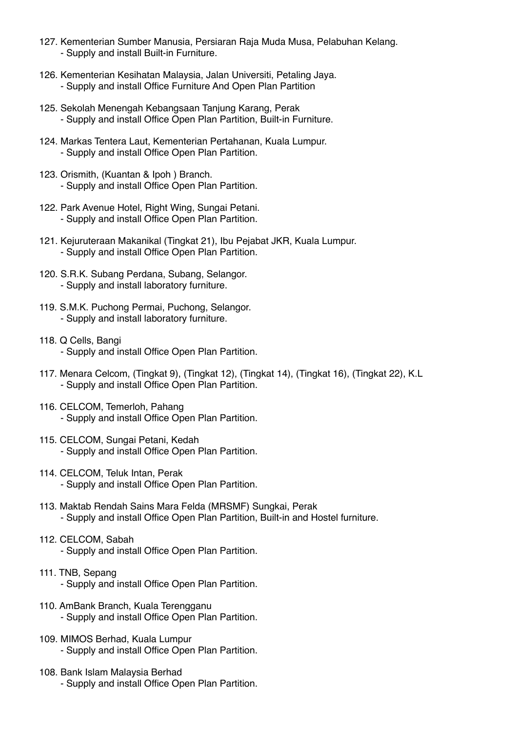127. Kementerian Sumber Manusia, Persiaran Raja Muda Musa, Pelabuhan Kelang.
   - Supply and install Built-in Furniture.

126. Kementerian Kesihatan Malaysia, Jalan Universiti, Petaling Jaya.
   - Supply and install Office Furniture And Open Plan Partition

125. Sekolah Menengah Kebangsaan Tanjung Karang, Perak
   - Supply and install Office Open Plan Partition, Built-in Furniture.

124. Markas Tentera Laut, Kementerian Pertahanan, Kuala Lumpur.
   - Supply and install Office Open Plan Partition.

123. Orismith, (Kuantan & Ipoh ) Branch.
   - Supply and install Office Open Plan Partition.

122. Park Avenue Hotel, Right Wing, Sungai Petani.
   - Supply and install Office Open Plan Partition.

121. Kejuruteraan Makanikal (Tingkat 21), Ibu Pejabat JKR, Kuala Lumpur.
   - Supply and install Office Open Plan Partition.

120. S.R.K. Subang Perdana, Subang, Selangor.
   - Supply and install laboratory furniture.

119. S.M.K. Puchong Permai, Puchong, Selangor.
   - Supply and install laboratory furniture.

118. Q Cells, Bangi
   - Supply and install Office Open Plan Partition.

117. Menara Celcom, (Tingkat 9), (Tingkat 12), (Tingkat 14), (Tingkat 16), (Tingkat 22), K.L
   - Supply and install Office Open Plan Partition.

116. CELCOM, Temerloh, Pahang
   - Supply and install Office Open Plan Partition.

115. CELCOM, Sungai Petani, Kedah
   - Supply and install Office Open Plan Partition.

114. CELCOM, Teluk Intan, Perak
   - Supply and install Office Open Plan Partition.

113. Maktab Rendah Sains Mara Felda (MRSMF) Sungkai, Perak
   - Supply and install Office Open Plan Partition, Built-in and Hostel furniture.

112. CELCOM, Sabah
   - Supply and install Office Open Plan Partition.

111. TNB, Sepang
   - Supply and install Office Open Plan Partition.

110. AmBank Branch, Kuala Terengganu
   - Supply and install Office Open Plan Partition.

109. MIMOS Berhad, Kuala Lumpur
   - Supply and install Office Open Plan Partition.

108. Bank Islam Malaysia Berhad
   - Supply and install Office Open Plan Partition.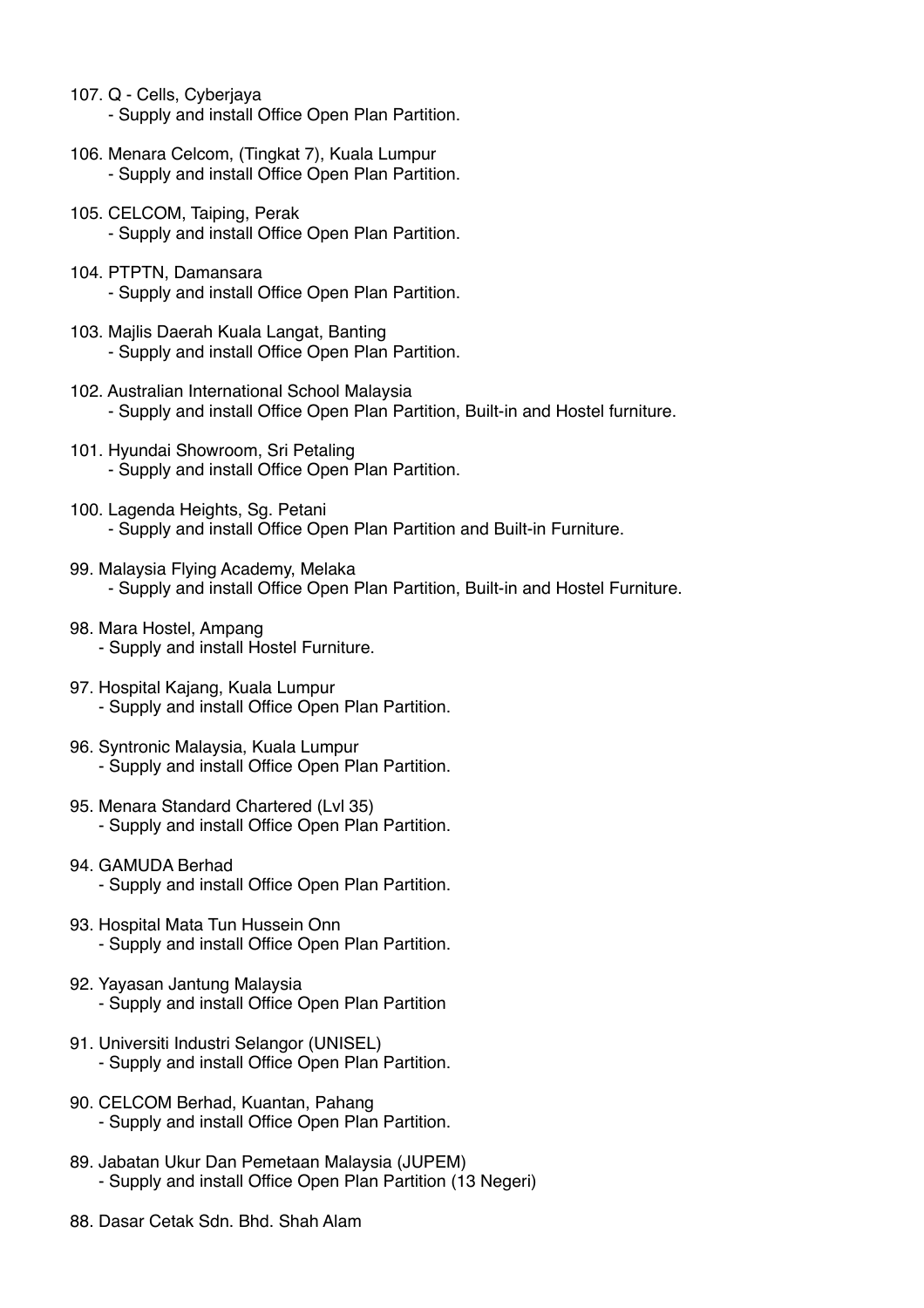107. Q - Cells, Cyberjaya
    - Supply and install Office Open Plan Partition.

106. Menara Celcom, (Tingkat 7), Kuala Lumpur
    - Supply and install Office Open Plan Partition.

105. CELCOM, Taiping, Perak
    - Supply and install Office Open Plan Partition.

104. PTPTN, Damansara
    - Supply and install Office Open Plan Partition.

103. Majlis Daerah Kuala Langat, Banting
    - Supply and install Office Open Plan Partition.

102. Australian International School Malaysia
    - Supply and install Office Open Plan Partition, Built-in and Hostel furniture.

101. Hyundai Showroom, Sri Petaling
    - Supply and install Office Open Plan Partition.

100. Lagenda Heights, Sg. Petani
    - Supply and install Office Open Plan Partition and Built-in Furniture.

99. Malaysia Flying Academy, Melaka
    - Supply and install Office Open Plan Partition, Built-in and Hostel Furniture.

98. Mara Hostel, Ampang
    - Supply and install Hostel Furniture.

97. Hospital Kajang, Kuala Lumpur
    - Supply and install Office Open Plan Partition.

96. Syntronic Malaysia, Kuala Lumpur
    - Supply and install Office Open Plan Partition.

95. Menara Standard Chartered (Lvl 35)
    - Supply and install Office Open Plan Partition.

94. GAMUDA Berhad
    - Supply and install Office Open Plan Partition.

93. Hospital Mata Tun Hussein Onn
    - Supply and install Office Open Plan Partition.

92. Yayasan Jantung Malaysia
    - Supply and install Office Open Plan Partition

91. Universiti Industri Selangor (UNISEL)
    - Supply and install Office Open Plan Partition.

90. CELCOM Berhad, Kuantan, Pahang
    - Supply and install Office Open Plan Partition.

89. Jabatan Ukur Dan Pemetaan Malaysia (JUPEM)
    - Supply and install Office Open Plan Partition (13 Negeri)

88. Dasar Cetak Sdn. Bhd. Shah Alam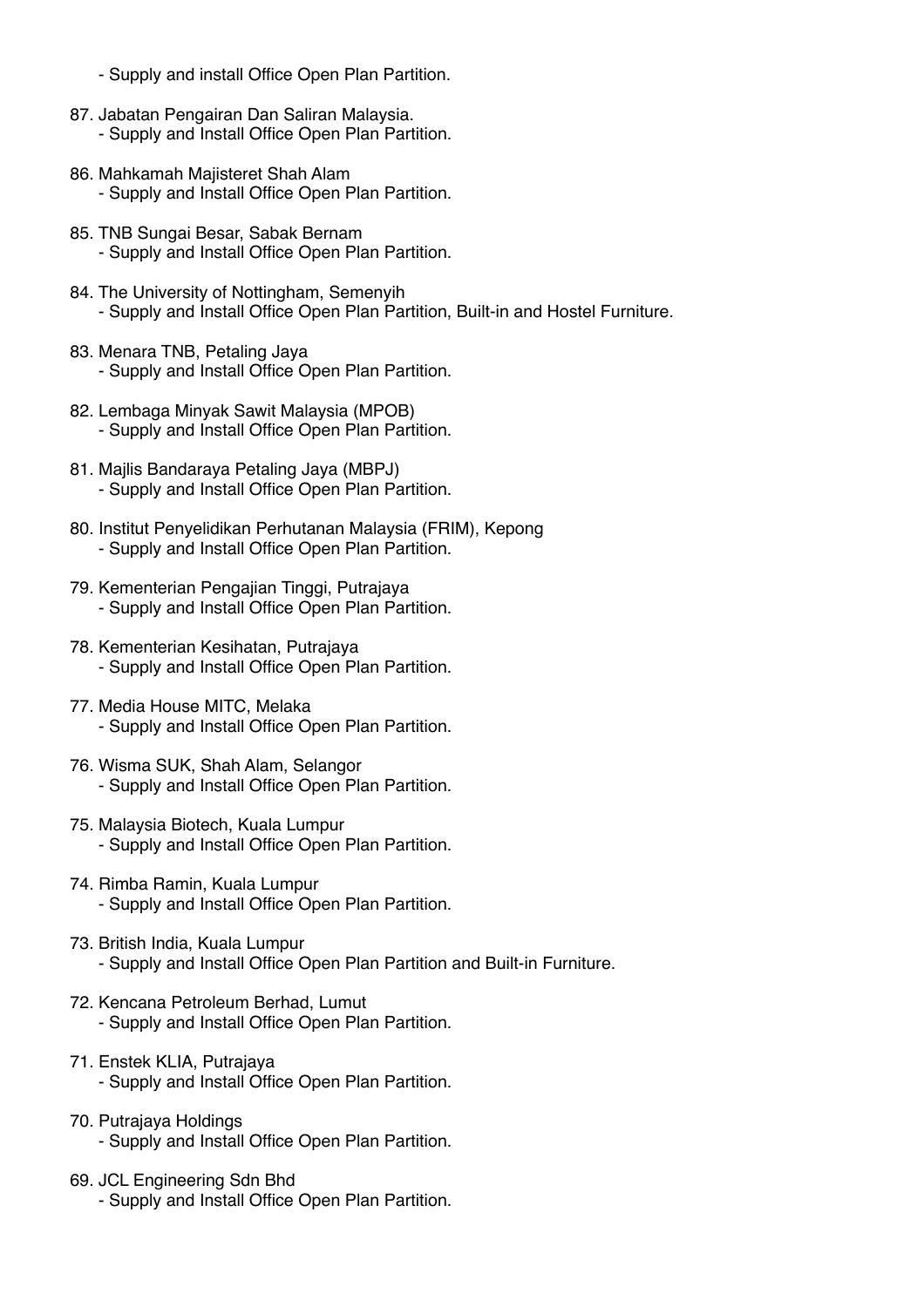- Supply and install Office Open Plan Partition.

87. Jabatan Pengairan Dan Saliran Malaysia.
    - Supply and Install Office Open Plan Partition.

86. Mahkamah Majisteret Shah Alam
    - Supply and Install Office Open Plan Partition.

85. TNB Sungai Besar, Sabak Bernam
    - Supply and Install Office Open Plan Partition.

84. The University of Nottingham, Semenyih
    - Supply and Install Office Open Plan Partition, Built-in and Hostel Furniture.

83. Menara TNB, Petaling Jaya
    - Supply and Install Office Open Plan Partition.

82. Lembaga Minyak Sawit Malaysia (MPOB)
    - Supply and Install Office Open Plan Partition.

81. Majlis Bandaraya Petaling Jaya (MBPJ)
    - Supply and Install Office Open Plan Partition.

80. Institut Penyelidikan Perhutanan Malaysia (FRIM), Kepong
    - Supply and Install Office Open Plan Partition.

79. Kementerian Pengajian Tinggi, Putrajaya
    - Supply and Install Office Open Plan Partition.

78. Kementerian Kesihatan, Putrajaya
    - Supply and Install Office Open Plan Partition.

77. Media House MITC, Melaka
    - Supply and Install Office Open Plan Partition.

76. Wisma SUK, Shah Alam, Selangor
    - Supply and Install Office Open Plan Partition.

75. Malaysia Biotech, Kuala Lumpur
    - Supply and Install Office Open Plan Partition.

74. Rimba Ramin, Kuala Lumpur
    - Supply and Install Office Open Plan Partition.

73. British India, Kuala Lumpur
    - Supply and Install Office Open Plan Partition and Built-in Furniture.

72. Kencana Petroleum Berhad, Lumut
    - Supply and Install Office Open Plan Partition.

71. Enstek KLIA, Putrajaya
    - Supply and Install Office Open Plan Partition.

70. Putrajaya Holdings
    - Supply and Install Office Open Plan Partition.

69. JCL Engineering Sdn Bhd
    - Supply and Install Office Open Plan Partition.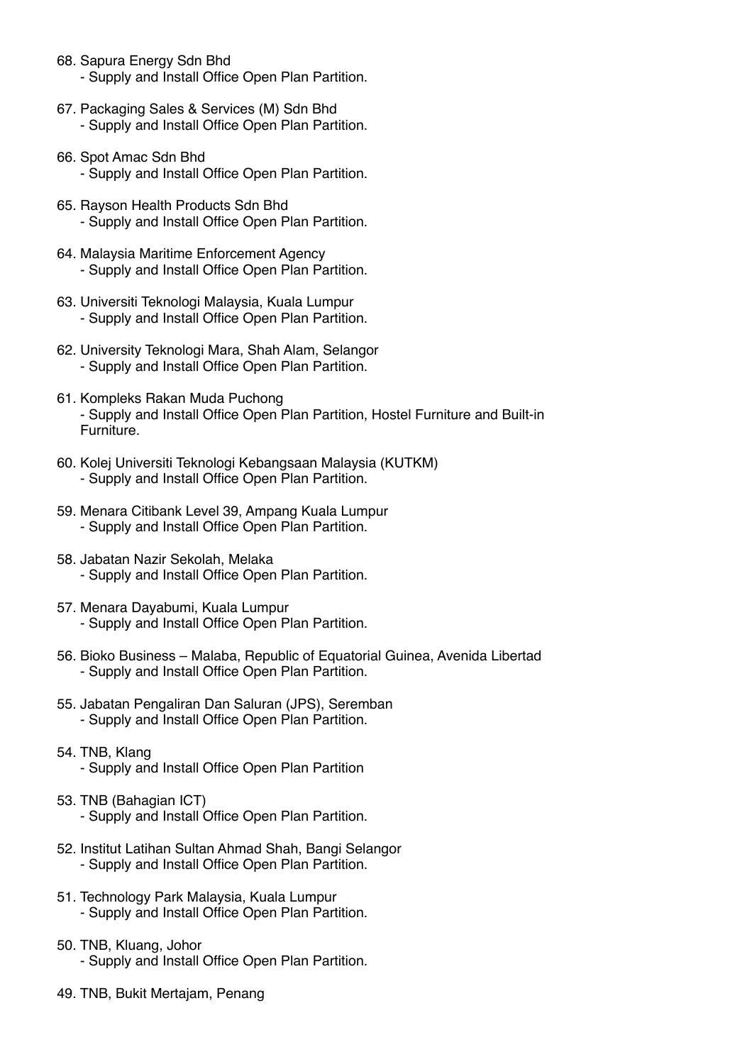68. Sapura Energy Sdn Bhd
    - Supply and Install Office Open Plan Partition.

67. Packaging Sales & Services (M) Sdn Bhd
    - Supply and Install Office Open Plan Partition.

66. Spot Amac Sdn Bhd
    - Supply and Install Office Open Plan Partition.

65. Rayson Health Products Sdn Bhd
    - Supply and Install Office Open Plan Partition.

64. Malaysia Maritime Enforcement Agency
    - Supply and Install Office Open Plan Partition.

63. Universiti Teknologi Malaysia, Kuala Lumpur
    - Supply and Install Office Open Plan Partition.

62. University Teknologi Mara, Shah Alam, Selangor
    - Supply and Install Office Open Plan Partition.

61. Kompleks Rakan Muda Puchong
    - Supply and Install Office Open Plan Partition, Hostel Furniture and Built-in Furniture.

60. Kolej Universiti Teknologi Kebangsaan Malaysia (KUTKM)
    - Supply and Install Office Open Plan Partition.

59. Menara Citibank Level 39, Ampang Kuala Lumpur
    - Supply and Install Office Open Plan Partition.

58. Jabatan Nazir Sekolah, Melaka
    - Supply and Install Office Open Plan Partition.

57. Menara Dayabumi, Kuala Lumpur
    - Supply and Install Office Open Plan Partition.

56. Bioko Business – Malaba, Republic of Equatorial Guinea, Avenida Libertad
    - Supply and Install Office Open Plan Partition.

55. Jabatan Pengaliran Dan Saluran (JPS), Seremban
    - Supply and Install Office Open Plan Partition.

54. TNB, Klang
    - Supply and Install Office Open Plan Partition

53. TNB (Bahagian ICT)
    - Supply and Install Office Open Plan Partition.

52. Institut Latihan Sultan Ahmad Shah, Bangi Selangor
    - Supply and Install Office Open Plan Partition.

51. Technology Park Malaysia, Kuala Lumpur
    - Supply and Install Office Open Plan Partition.

50. TNB, Kluang, Johor
    - Supply and Install Office Open Plan Partition.

49. TNB, Bukit Mertajam, Penang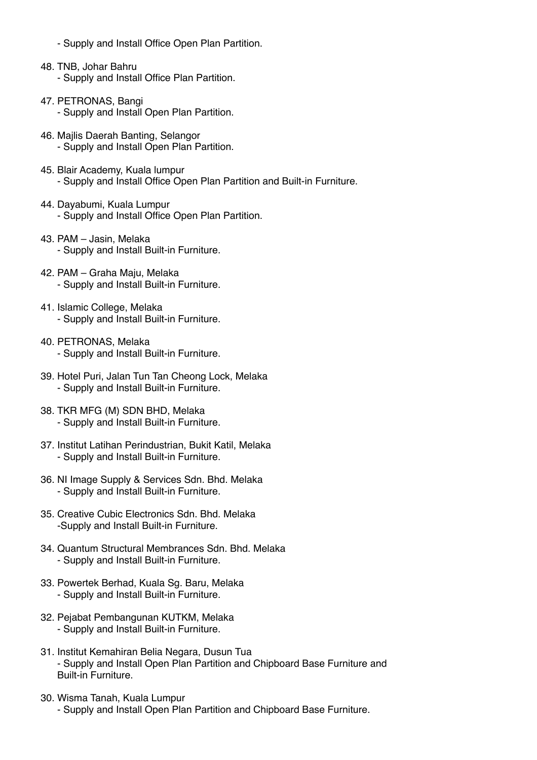- Supply and Install Office Open Plan Partition.

48. TNB, Johar Bahru
    - Supply and Install Office Plan Partition.

47. PETRONAS, Bangi
    - Supply and Install Open Plan Partition.

46. Majlis Daerah Banting, Selangor
    - Supply and Install Open Plan Partition.

45. Blair Academy, Kuala lumpur
    - Supply and Install Office Open Plan Partition and Built-in Furniture.

44. Dayabumi, Kuala Lumpur
    - Supply and Install Office Open Plan Partition.

43. PAM – Jasin, Melaka
    - Supply and Install Built-in Furniture.

42. PAM – Graha Maju, Melaka
    - Supply and Install Built-in Furniture.

41. Islamic College, Melaka
    - Supply and Install Built-in Furniture.

40. PETRONAS, Melaka
    - Supply and Install Built-in Furniture.

39. Hotel Puri, Jalan Tun Tan Cheong Lock, Melaka
    - Supply and Install Built-in Furniture.

38. TKR MFG (M) SDN BHD, Melaka
    - Supply and Install Built-in Furniture.

37. Institut Latihan Perindustrian, Bukit Katil, Melaka
    - Supply and Install Built-in Furniture.

36. NI Image Supply & Services Sdn. Bhd. Melaka
    - Supply and Install Built-in Furniture.

35. Creative Cubic Electronics Sdn. Bhd. Melaka
    -Supply and Install Built-in Furniture.

34. Quantum Structural Membrances Sdn. Bhd. Melaka
    - Supply and Install Built-in Furniture.

33. Powertek Berhad, Kuala Sg. Baru, Melaka
    - Supply and Install Built-in Furniture.

32. Pejabat Pembangunan KUTKM, Melaka
    - Supply and Install Built-in Furniture.

31. Institut Kemahiran Belia Negara, Dusun Tua
    - Supply and Install Open Plan Partition and Chipboard Base Furniture and Built-in Furniture.

30. Wisma Tanah, Kuala Lumpur
    - Supply and Install Open Plan Partition and Chipboard Base Furniture.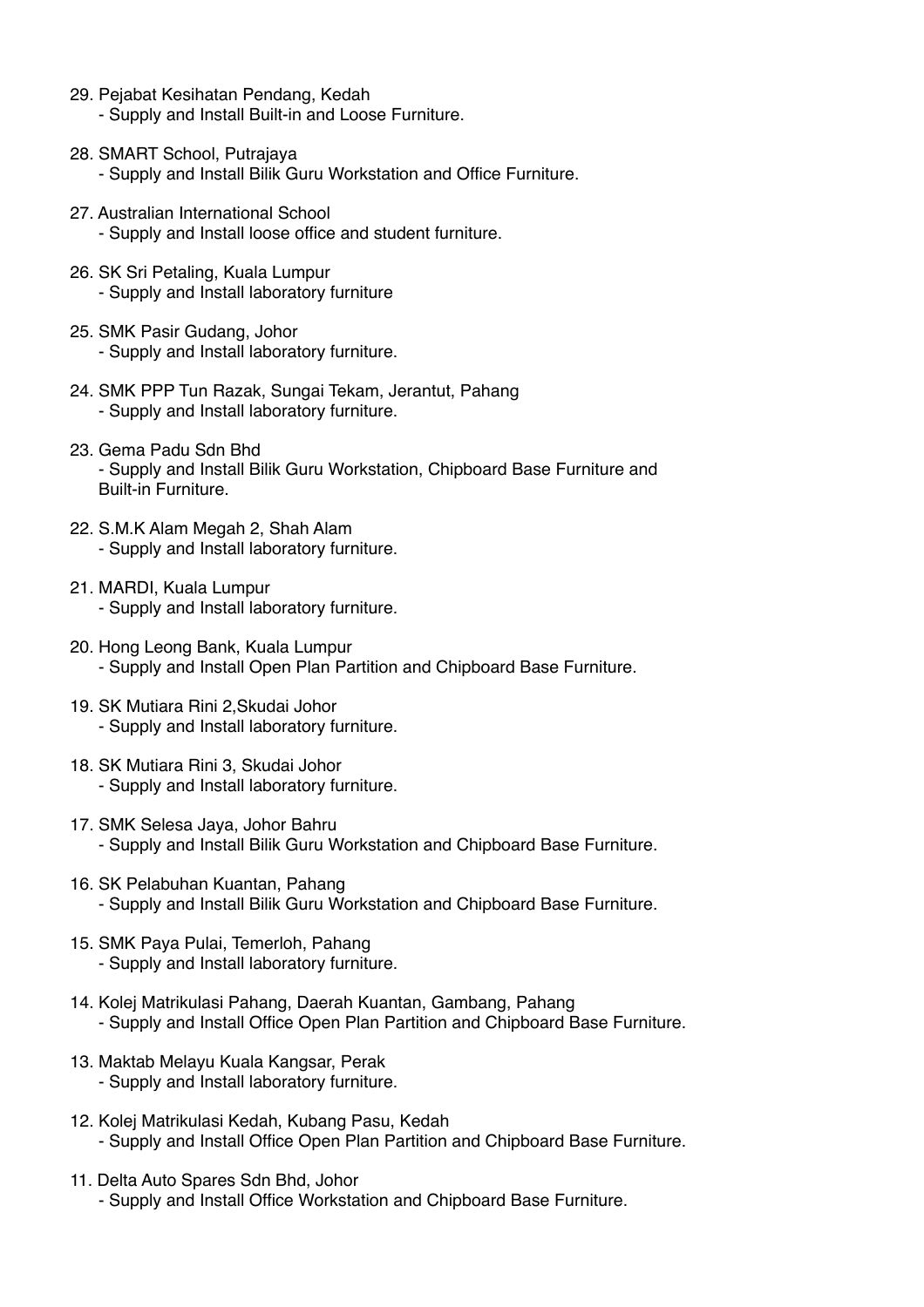29. Pejabat Kesihatan Pendang, Kedah
    - Supply and Install Built-in and Loose Furniture.

28. SMART School, Putrajaya
    - Supply and Install Bilik Guru Workstation and Office Furniture.

27. Australian International School
    - Supply and Install loose office and student furniture.

26. SK Sri Petaling, Kuala Lumpur
    - Supply and Install laboratory furniture

25. SMK Pasir Gudang, Johor
    - Supply and Install laboratory furniture.

24. SMK PPP Tun Razak, Sungai Tekam, Jerantut, Pahang
    - Supply and Install laboratory furniture.

23. Gema Padu Sdn Bhd
    - Supply and Install Bilik Guru Workstation, Chipboard Base Furniture and Built-in Furniture.

22. S.M.K Alam Megah 2, Shah Alam
    - Supply and Install laboratory furniture.

21. MARDI, Kuala Lumpur
    - Supply and Install laboratory furniture.

20. Hong Leong Bank, Kuala Lumpur
    - Supply and Install Open Plan Partition and Chipboard Base Furniture.

19. SK Mutiara Rini 2,Skudai Johor
    - Supply and Install laboratory furniture.

18. SK Mutiara Rini 3, Skudai Johor
    - Supply and Install laboratory furniture.

17. SMK Selesa Jaya, Johor Bahru
    - Supply and Install Bilik Guru Workstation and Chipboard Base Furniture.

16. SK Pelabuhan Kuantan, Pahang
    - Supply and Install Bilik Guru Workstation and Chipboard Base Furniture.

15. SMK Paya Pulai, Temerloh, Pahang
    - Supply and Install laboratory furniture.

14. Kolej Matrikulasi Pahang, Daerah Kuantan, Gambang, Pahang
    - Supply and Install Office Open Plan Partition and Chipboard Base Furniture.

13. Maktab Melayu Kuala Kangsar, Perak
    - Supply and Install laboratory furniture.

12. Kolej Matrikulasi Kedah, Kubang Pasu, Kedah
    - Supply and Install Office Open Plan Partition and Chipboard Base Furniture.

11. Delta Auto Spares Sdn Bhd, Johor
    - Supply and Install Office Workstation and Chipboard Base Furniture.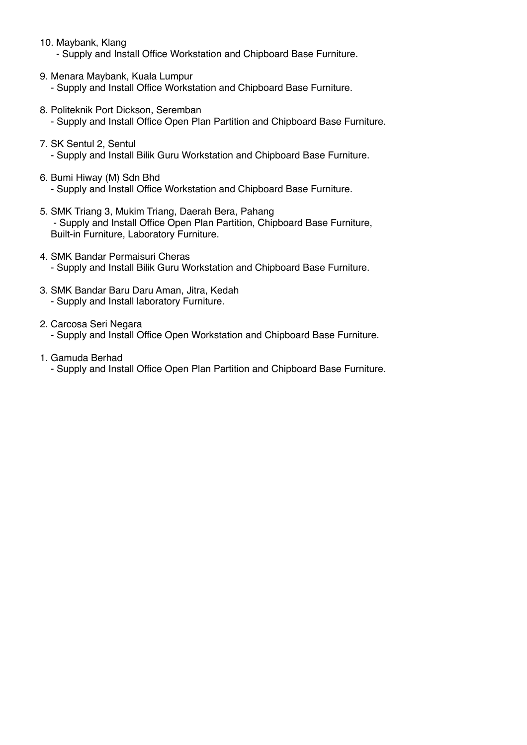10. Maybank, Klang
    - Supply and Install Office Workstation and Chipboard Base Furniture.

9. Menara Maybank, Kuala Lumpur
    - Supply and Install Office Workstation and Chipboard Base Furniture.

8. Politeknik Port Dickson, Seremban
    - Supply and Install Office Open Plan Partition and Chipboard Base Furniture.

7. SK Sentul 2, Sentul
    - Supply and Install Bilik Guru Workstation and Chipboard Base Furniture.

6. Bumi Hiway (M) Sdn Bhd
    - Supply and Install Office Workstation and Chipboard Base Furniture.

5. SMK Triang 3, Mukim Triang, Daerah Bera, Pahang
    - Supply and Install Office Open Plan Partition, Chipboard Base Furniture, Built-in Furniture, Laboratory Furniture.

4. SMK Bandar Permaisuri Cheras
    - Supply and Install Bilik Guru Workstation and Chipboard Base Furniture.

3. SMK Bandar Baru Daru Aman, Jitra, Kedah
    - Supply and Install laboratory Furniture.

2. Carcosa Seri Negara
    - Supply and Install Office Open Workstation and Chipboard Base Furniture.

1. Gamuda Berhad
    - Supply and Install Office Open Plan Partition and Chipboard Base Furniture.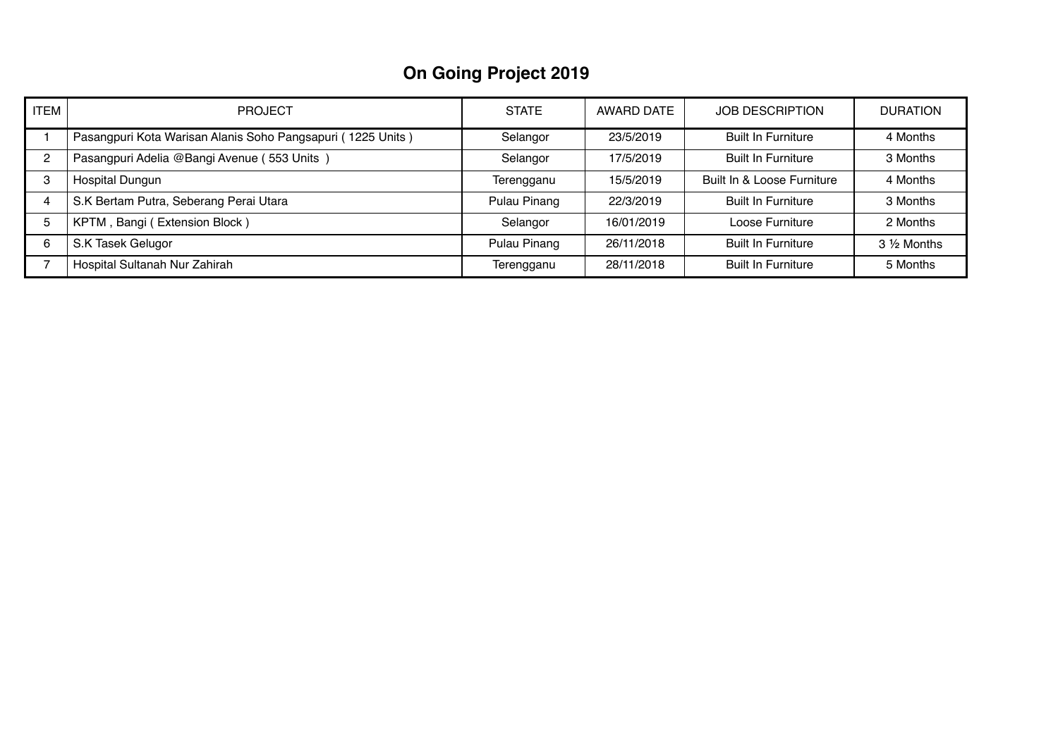# On Going Project 2019

| ITEM | PROJECT | STATE | AWARD DATE | JOB DESCRIPTION | DURATION |
|---|---|---|---|---|---|
| 1 | Pasangpuri Kota Warisan Alanis Soho Pangsapuri ( 1225 Units ) | Selangor | 23/5/2019 | Built In Furniture | 4 Months |
| 2 | Pasangpuri Adelia @Bangi Avenue ( 553 Units ) | Selangor | 17/5/2019 | Built In Furniture | 3 Months |
| 3 | Hospital Dungun | Terengganu | 15/5/2019 | Built In & Loose Furniture | 4 Months |
| 4 | S.K Bertam Putra, Seberang Perai Utara | Pulau Pinang | 22/3/2019 | Built In Furniture | 3 Months |
| 5 | KPTM , Bangi ( Extension Block ) | Selangor | 16/01/2019 | Loose Furniture | 2 Months |
| 6 | S.K Tasek Gelugor | Pulau Pinang | 26/11/2018 | Built In Furniture | 3 ½ Months |
| 7 | Hospital Sultanah Nur Zahirah | Terengganu | 28/11/2018 | Built In Furniture | 5 Months |